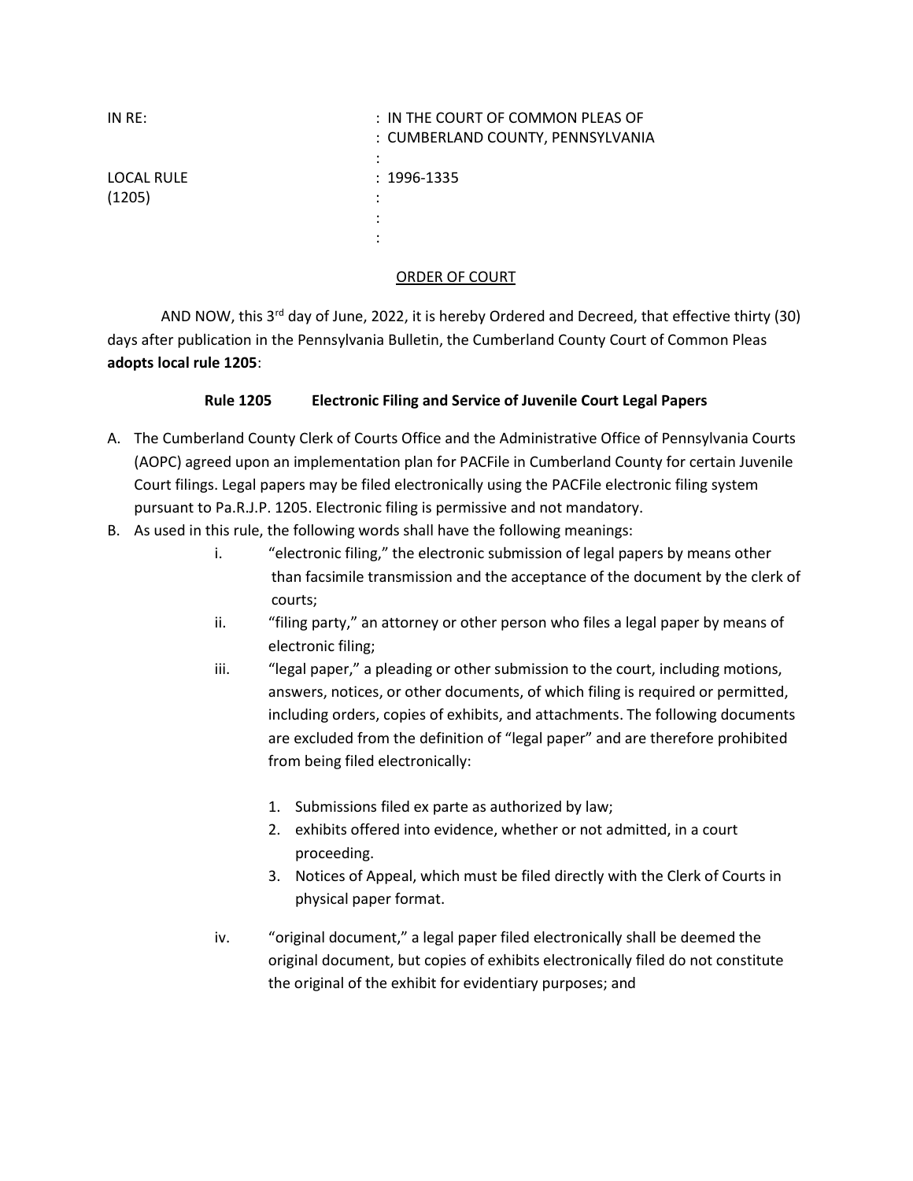| IN RE: | : IN THE COURT OF COMMON PLEAS OF |
| --- | --- |
| | : CUMBERLAND COUNTY, PENNSYLVANIA |
| | : |
| LOCAL RULE | : 1996-1335 |
| (1205) | : |
| | : |
| | : |

ORDER OF COURT

AND NOW, this 3rd day of June, 2022, it is hereby Ordered and Decreed, that effective thirty (30) days after publication in the Pennsylvania Bulletin, the Cumberland County Court of Common Pleas **adopts local rule 1205**:

**Rule 1205 Electronic Filing and Service of Juvenile Court Legal Papers**

A. The Cumberland County Clerk of Courts Office and the Administrative Office of Pennsylvania Courts (AOPC) agreed upon an implementation plan for PACFile in Cumberland County for certain Juvenile Court filings. Legal papers may be filed electronically using the PACFile electronic filing system pursuant to Pa.R.J.P. 1205. Electronic filing is permissive and not mandatory.

B. As used in this rule, the following words shall have the following meanings:

   i. "electronic filing," the electronic submission of legal papers by means other than facsimile transmission and the acceptance of the document by the clerk of courts;

   ii. "filing party," an attorney or other person who files a legal paper by means of electronic filing;

   iii. "legal paper," a pleading or other submission to the court, including motions, answers, notices, or other documents, of which filing is required or permitted, including orders, copies of exhibits, and attachments. The following documents are excluded from the definition of "legal paper" and are therefore prohibited from being filed electronically:

      1. Submissions filed ex parte as authorized by law;
      2. exhibits offered into evidence, whether or not admitted, in a court proceeding.
      3. Notices of Appeal, which must be filed directly with the Clerk of Courts in physical paper format.

   iv. "original document," a legal paper filed electronically shall be deemed the original document, but copies of exhibits electronically filed do not constitute the original of the exhibit for evidentiary purposes; and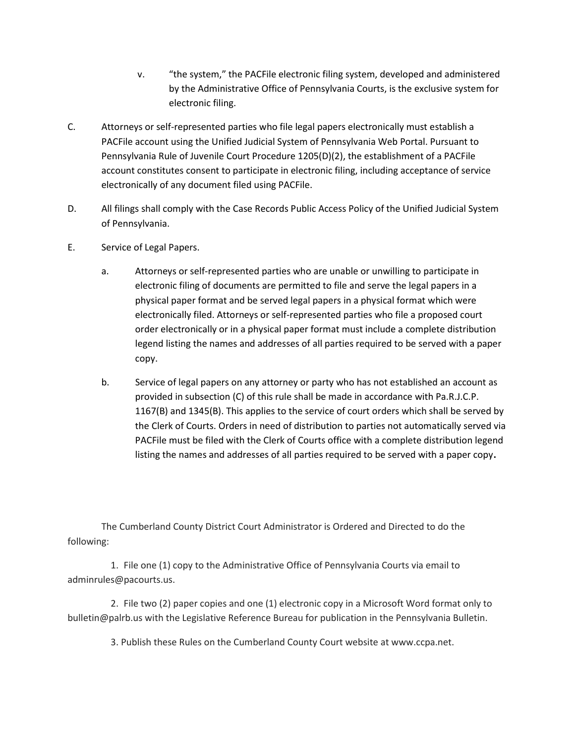v. "the system," the PACFile electronic filing system, developed and administered by the Administrative Office of Pennsylvania Courts, is the exclusive system for electronic filing.

C. Attorneys or self-represented parties who file legal papers electronically must establish a PACFile account using the Unified Judicial System of Pennsylvania Web Portal. Pursuant to Pennsylvania Rule of Juvenile Court Procedure 1205(D)(2), the establishment of a PACFile account constitutes consent to participate in electronic filing, including acceptance of service electronically of any document filed using PACFile.

D. All filings shall comply with the Case Records Public Access Policy of the Unified Judicial System of Pennsylvania.

E. Service of Legal Papers.

a. Attorneys or self-represented parties who are unable or unwilling to participate in electronic filing of documents are permitted to file and serve the legal papers in a physical paper format and be served legal papers in a physical format which were electronically filed. Attorneys or self-represented parties who file a proposed court order electronically or in a physical paper format must include a complete distribution legend listing the names and addresses of all parties required to be served with a paper copy.

b. Service of legal papers on any attorney or party who has not established an account as provided in subsection (C) of this rule shall be made in accordance with Pa.R.J.C.P. 1167(B) and 1345(B). This applies to the service of court orders which shall be served by the Clerk of Courts. Orders in need of distribution to parties not automatically served via PACFile must be filed with the Clerk of Courts office with a complete distribution legend listing the names and addresses of all parties required to be served with a paper copy.

The Cumberland County District Court Administrator is Ordered and Directed to do the following:

1. File one (1) copy to the Administrative Office of Pennsylvania Courts via email to adminrules@pacourts.us.

2. File two (2) paper copies and one (1) electronic copy in a Microsoft Word format only to bulletin@palrb.us with the Legislative Reference Bureau for publication in the Pennsylvania Bulletin.

3. Publish these Rules on the Cumberland County Court website at www.ccpa.net.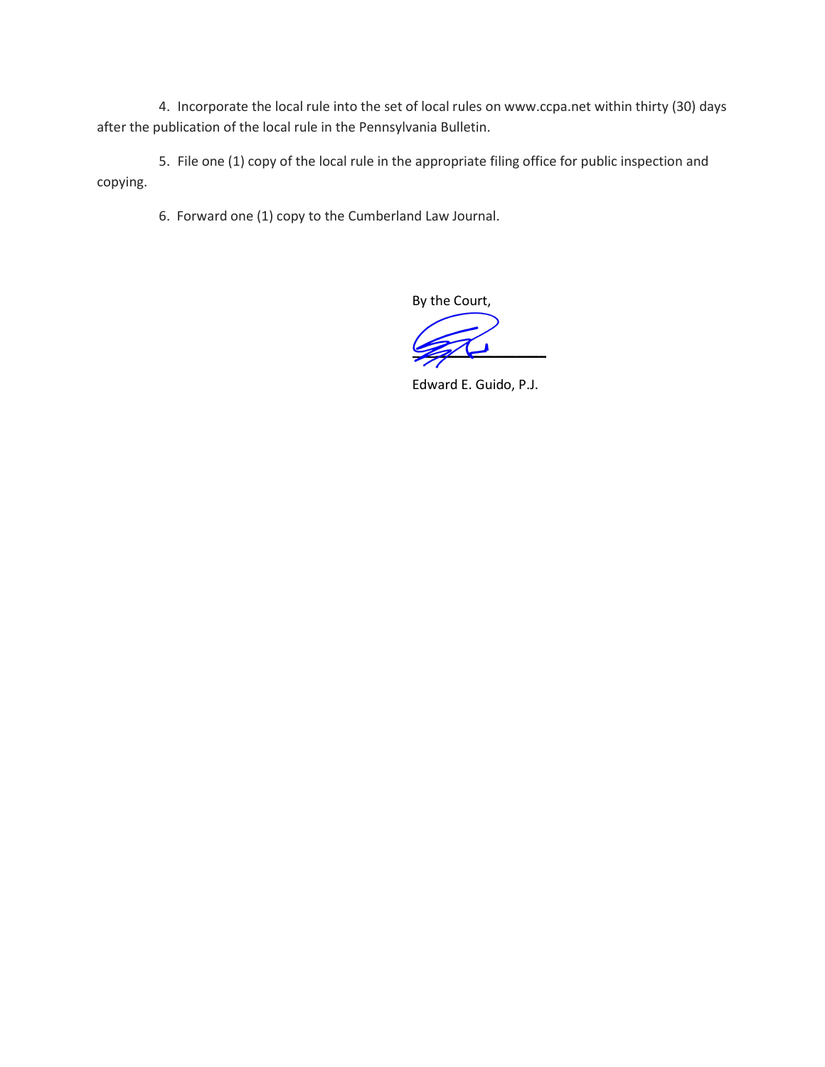4. Incorporate the local rule into the set of local rules on www.ccpa.net within thirty (30) days after the publication of the local rule in the Pennsylvania Bulletin.

5. File one (1) copy of the local rule in the appropriate filing office for public inspection and copying.

6. Forward one (1) copy to the Cumberland Law Journal.

By the Court,

Edward E. Guido, P.J.